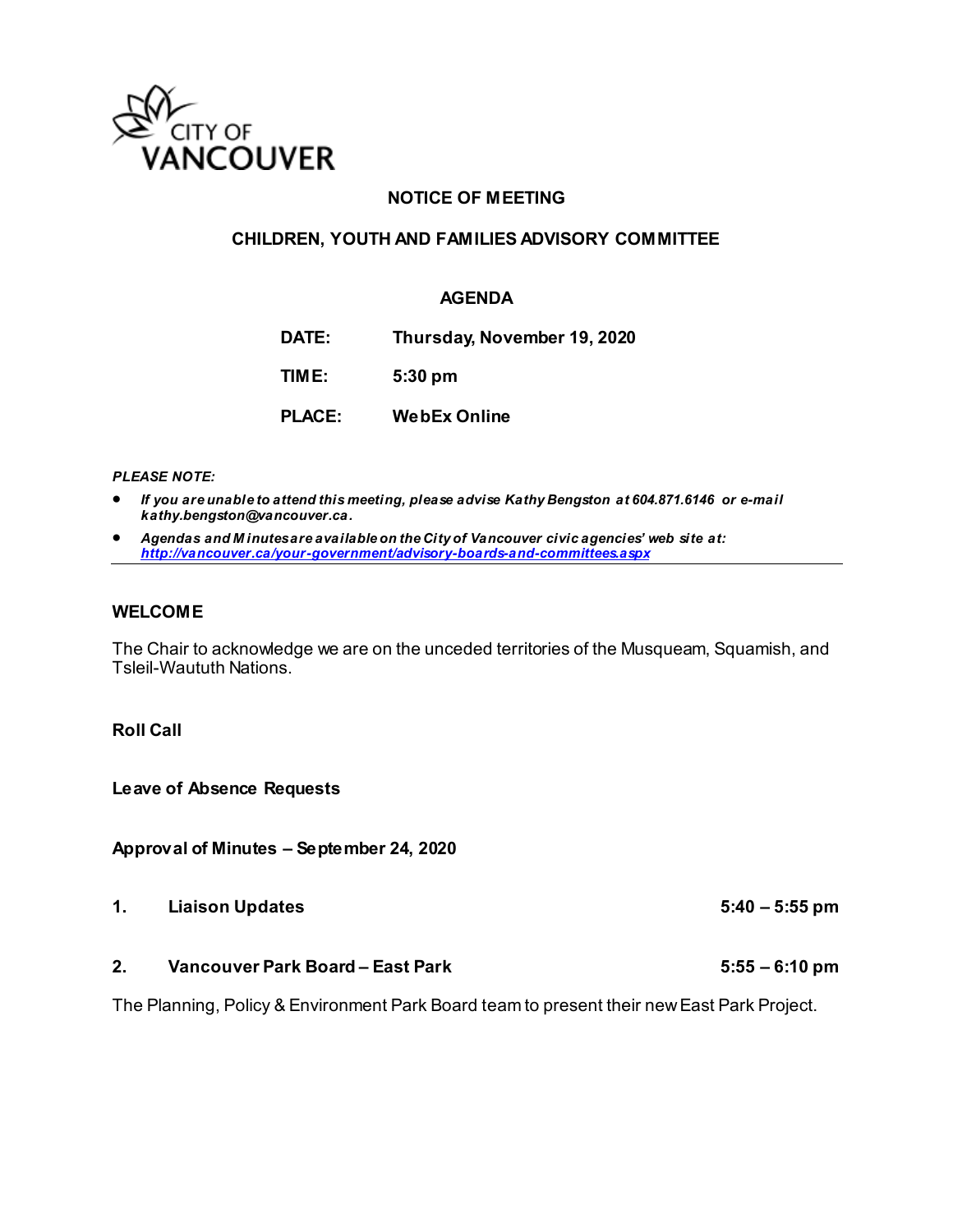CITY OF VANCOUVER

**NOTICE OF MEETING**

**CHILDREN, YOUTH AND FAMILIES ADVISORY COMMITTEE**

**AGENDA**

| | |
|---|---|
| **DATE:** | **Thursday, November 19, 2020** |
| **TIME:** | **5:30 pm** |
| **PLACE:** | **WebEx Online** |

***PLEASE NOTE:***

- ***If you are unable to attend this meeting, please advise Kathy Bengston at 604.871.6146 or e-mail kathy.bengston@vancouver.ca.***
- ***Agendas and Minutes are available on the City of Vancouver civic agencies' web site at: http://vancouver.ca/your-government/advisory-boards-and-committees.aspx***

---

**WELCOME**

The Chair to acknowledge we are on the unceded territories of the Musqueam, Squamish, and Tsleil-Waututh Nations.

**Roll Call**

**Leave of Absence Requests**

**Approval of Minutes – September 24, 2020**

**1. Liaison Updates** **5:40 – 5:55 pm**

**2. Vancouver Park Board – East Park** **5:55 – 6:10 pm**

The Planning, Policy & Environment Park Board team to present their new East Park Project.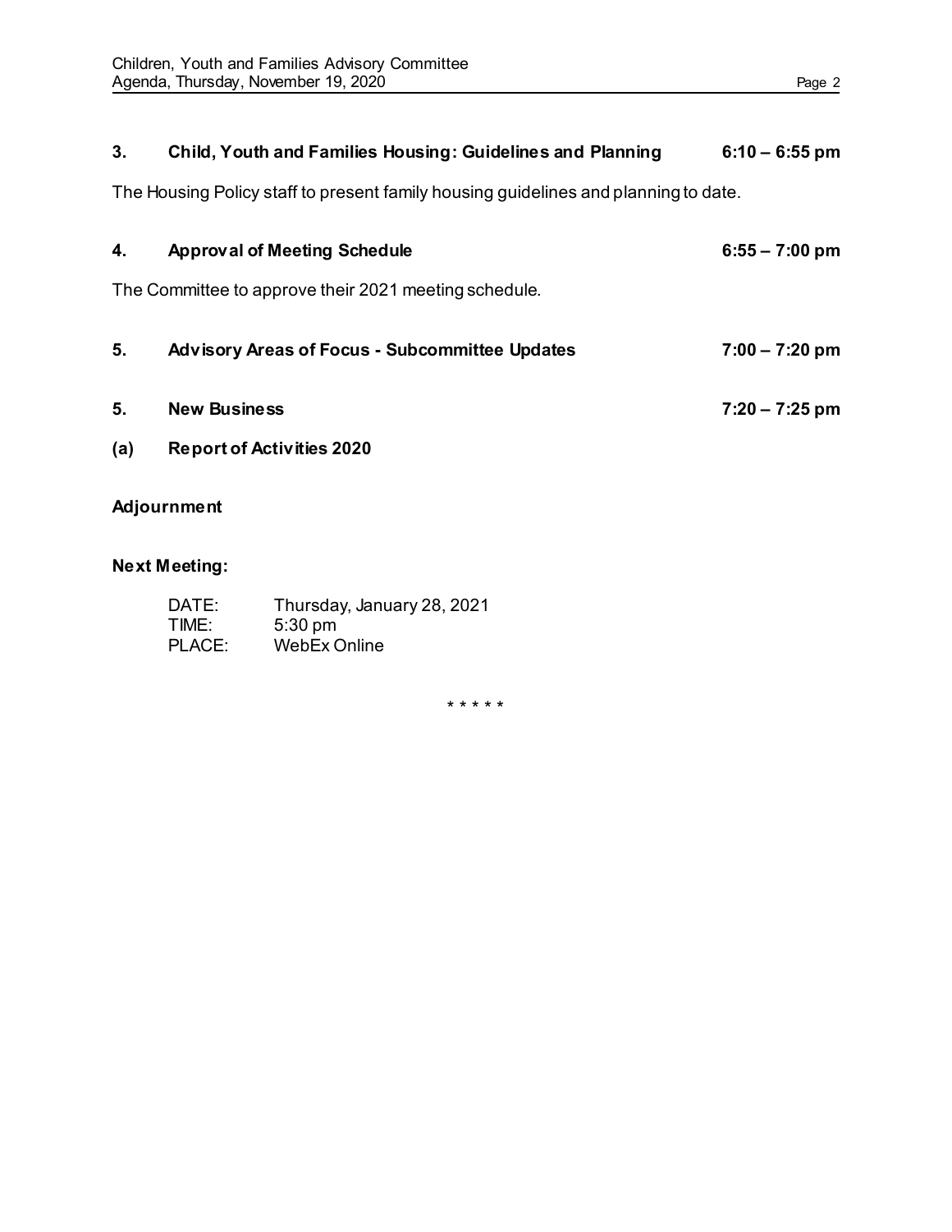### 3. Child, Youth and Families Housing: Guidelines and Planning — 6:10 – 6:55 pm

The Housing Policy staff to present family housing guidelines and planning to date.

### 4. Approval of Meeting Schedule — 6:55 – 7:00 pm

The Committee to approve their 2021 meeting schedule.

### 5. Advisory Areas of Focus - Subcommittee Updates — 7:00 – 7:20 pm

### 5. New Business — 7:20 – 7:25 pm

**(a) Report of Activities 2020**

**Adjournment**

**Next Meeting:**

DATE: Thursday, January 28, 2021
TIME: 5:30 pm
PLACE: WebEx Online

\* \* \* \* \*